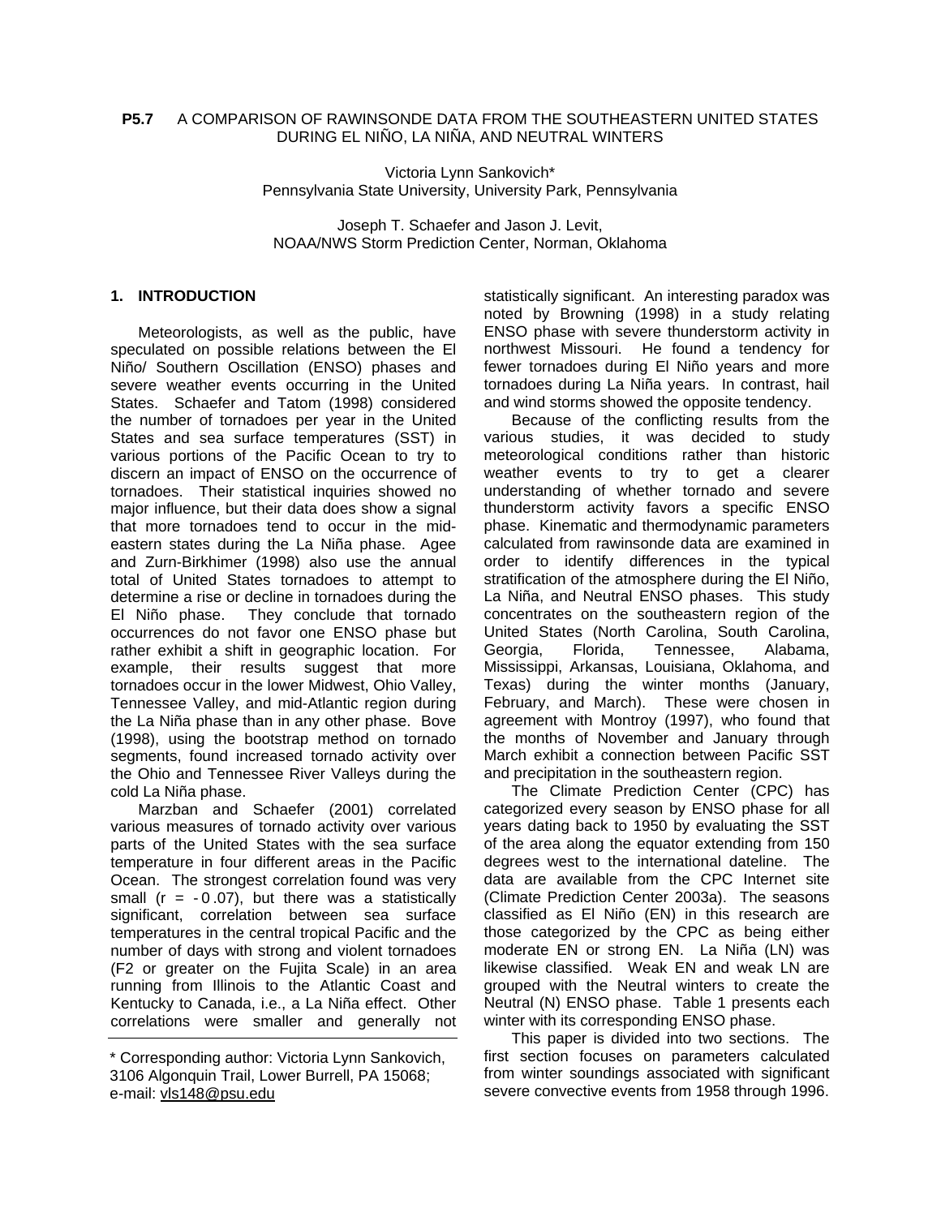# P5.7 A COMPARISON OF RAWINSONDE DATA FROM THE SOUTHEASTERN UNITED STATES DURING EL NIÑO, LA NIÑA, AND NEUTRAL WINTERS

Victoria Lynn Sankovich*
Pennsylvania State University, University Park, Pennsylvania

Joseph T. Schaefer and Jason J. Levit,
NOAA/NWS Storm Prediction Center, Norman, Oklahoma

## 1. INTRODUCTION

Meteorologists, as well as the public, have speculated on possible relations between the El Niño/ Southern Oscillation (ENSO) phases and severe weather events occurring in the United States. Schaefer and Tatom (1998) considered the number of tornadoes per year in the United States and sea surface temperatures (SST) in various portions of the Pacific Ocean to try to discern an impact of ENSO on the occurrence of tornadoes. Their statistical inquiries showed no major influence, but their data does show a signal that more tornadoes tend to occur in the mid-eastern states during the La Niña phase. Agee and Zurn-Birkhimer (1998) also use the annual total of United States tornadoes to attempt to determine a rise or decline in tornadoes during the El Niño phase. They conclude that tornado occurrences do not favor one ENSO phase but rather exhibit a shift in geographic location. For example, their results suggest that more tornadoes occur in the lower Midwest, Ohio Valley, Tennessee Valley, and mid-Atlantic region during the La Niña phase than in any other phase. Bove (1998), using the bootstrap method on tornado segments, found increased tornado activity over the Ohio and Tennessee River Valleys during the cold La Niña phase.

Marzban and Schaefer (2001) correlated various measures of tornado activity over various parts of the United States with the sea surface temperature in four different areas in the Pacific Ocean. The strongest correlation found was very small ($r = -0.07$), but there was a statistically significant, correlation between sea surface temperatures in the central tropical Pacific and the number of days with strong and violent tornadoes (F2 or greater on the Fujita Scale) in an area running from Illinois to the Atlantic Coast and Kentucky to Canada, i.e., a La Niña effect. Other correlations were smaller and generally not statistically significant. An interesting paradox was noted by Browning (1998) in a study relating ENSO phase with severe thunderstorm activity in northwest Missouri. He found a tendency for fewer tornadoes during El Niño years and more tornadoes during La Niña years. In contrast, hail and wind storms showed the opposite tendency.

Because of the conflicting results from the various studies, it was decided to study meteorological conditions rather than historic weather events to try to get a clearer understanding of whether tornado and severe thunderstorm activity favors a specific ENSO phase. Kinematic and thermodynamic parameters calculated from rawinsonde data are examined in order to identify differences in the typical stratification of the atmosphere during the El Niño, La Niña, and Neutral ENSO phases. This study concentrates on the southeastern region of the United States (North Carolina, South Carolina, Georgia, Florida, Tennessee, Alabama, Mississippi, Arkansas, Louisiana, Oklahoma, and Texas) during the winter months (January, February, and March). These were chosen in agreement with Montroy (1997), who found that the months of November and January through March exhibit a connection between Pacific SST and precipitation in the southeastern region.

The Climate Prediction Center (CPC) has categorized every season by ENSO phase for all years dating back to 1950 by evaluating the SST of the area along the equator extending from 150 degrees west to the international dateline. The data are available from the CPC Internet site (Climate Prediction Center 2003a). The seasons classified as El Niño (EN) in this research are those categorized by the CPC as being either moderate EN or strong EN. La Niña (LN) was likewise classified. Weak EN and weak LN are grouped with the Neutral winters to create the Neutral (N) ENSO phase. Table 1 presents each winter with its corresponding ENSO phase.

This paper is divided into two sections. The first section focuses on parameters calculated from winter soundings associated with significant severe convective events from 1958 through 1996.

---

* Corresponding author: Victoria Lynn Sankovich, 3106 Algonquin Trail, Lower Burrell, PA 15068; e-mail: vls148@psu.edu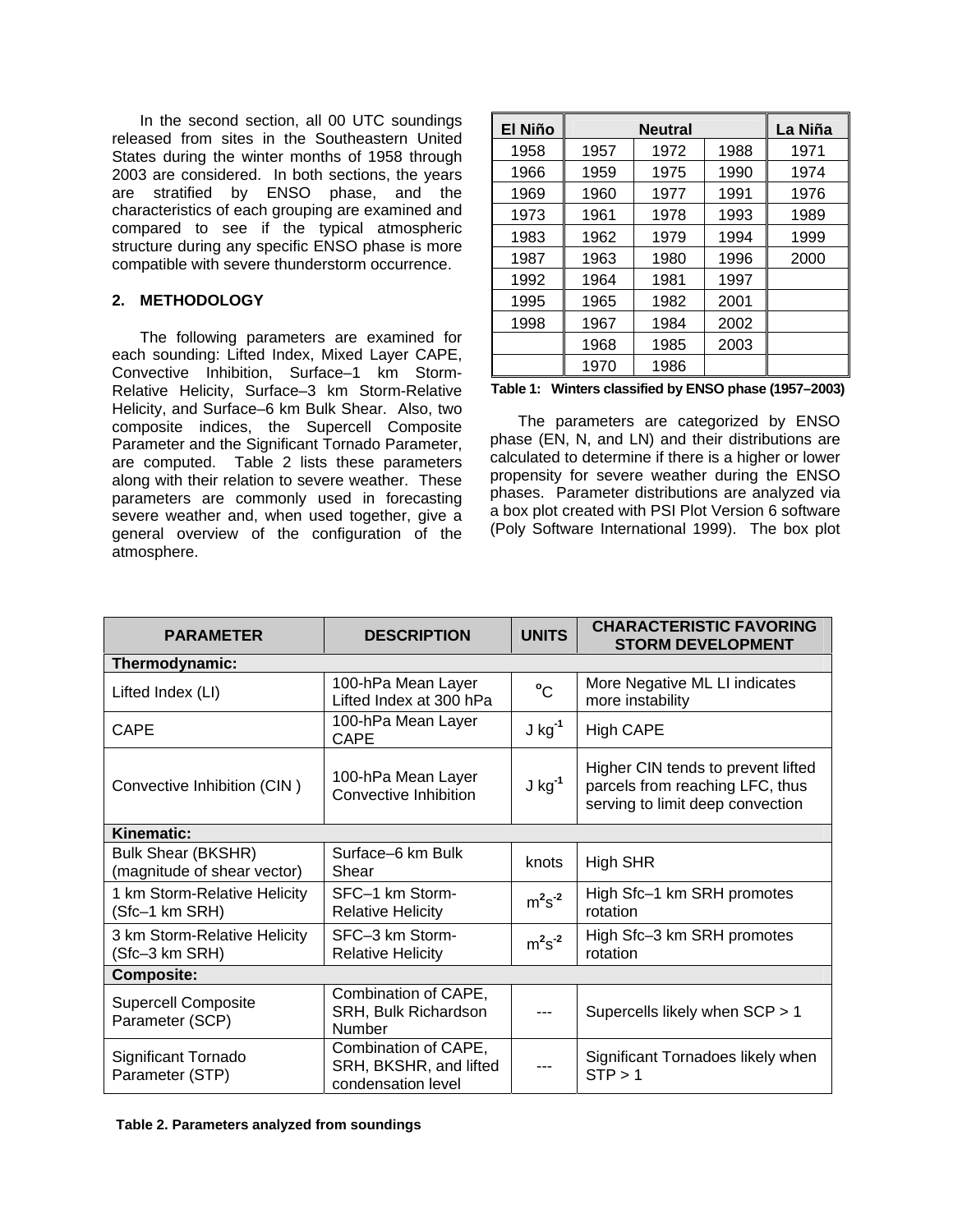In the second section, all 00 UTC soundings released from sites in the Southeastern United States during the winter months of 1958 through 2003 are considered. In both sections, the years are stratified by ENSO phase, and the characteristics of each grouping are examined and compared to see if the typical atmospheric structure during any specific ENSO phase is more compatible with severe thunderstorm occurrence.

## 2. METHODOLOGY

The following parameters are examined for each sounding: Lifted Index, Mixed Layer CAPE, Convective Inhibition, Surface–1 km Storm-Relative Helicity, Surface–3 km Storm-Relative Helicity, and Surface–6 km Bulk Shear. Also, two composite indices, the Supercell Composite Parameter and the Significant Tornado Parameter, are computed. Table 2 lists these parameters along with their relation to severe weather. These parameters are commonly used in forecasting severe weather and, when used together, give a general overview of the configuration of the atmosphere.

| El Niño | Neutral | | | La Niña |
|---|---|---|---|---|
| 1958 | 1957 | 1972 | 1988 | 1971 |
| 1966 | 1959 | 1975 | 1990 | 1974 |
| 1969 | 1960 | 1977 | 1991 | 1976 |
| 1973 | 1961 | 1978 | 1993 | 1989 |
| 1983 | 1962 | 1979 | 1994 | 1999 |
| 1987 | 1963 | 1980 | 1996 | 2000 |
| 1992 | 1964 | 1981 | 1997 | |
| 1995 | 1965 | 1982 | 2001 | |
| 1998 | 1967 | 1984 | 2002 | |
| | 1968 | 1985 | 2003 | |
| | 1970 | 1986 | | |

**Table 1: Winters classified by ENSO phase (1957–2003)**

The parameters are categorized by ENSO phase (EN, N, and LN) and their distributions are calculated to determine if there is a higher or lower propensity for severe weather during the ENSO phases. Parameter distributions are analyzed via a box plot created with PSI Plot Version 6 software (Poly Software International 1999). The box plot

| PARAMETER | DESCRIPTION | UNITS | CHARACTERISTIC FAVORING STORM DEVELOPMENT |
|---|---|---|---|
| **Thermodynamic:** | | | |
| Lifted Index (LI) | 100-hPa Mean Layer Lifted Index at 300 hPa | $^{o}C$ | More Negative ML LI indicates more instability |
| CAPE | 100-hPa Mean Layer CAPE | $J\ kg^{-1}$ | High CAPE |
| Convective Inhibition (CIN ) | 100-hPa Mean Layer Convective Inhibition | $J\ kg^{-1}$ | Higher CIN tends to prevent lifted parcels from reaching LFC, thus serving to limit deep convection |
| **Kinematic:** | | | |
| Bulk Shear (BKSHR) (magnitude of shear vector) | Surface–6 km Bulk Shear | knots | High SHR |
| 1 km Storm-Relative Helicity (Sfc–1 km SRH) | SFC–1 km Storm-Relative Helicity | $m^{2}s^{-2}$ | High Sfc–1 km SRH promotes rotation |
| 3 km Storm-Relative Helicity (Sfc–3 km SRH) | SFC–3 km Storm-Relative Helicity | $m^{2}s^{-2}$ | High Sfc–3 km SRH promotes rotation |
| **Composite:** | | | |
| Supercell Composite Parameter (SCP) | Combination of CAPE, SRH, Bulk Richardson Number | --- | Supercells likely when SCP > 1 |
| Significant Tornado Parameter (STP) | Combination of CAPE, SRH, BKSHR, and lifted condensation level | --- | Significant Tornadoes likely when STP > 1 |

**Table 2. Parameters analyzed from soundings**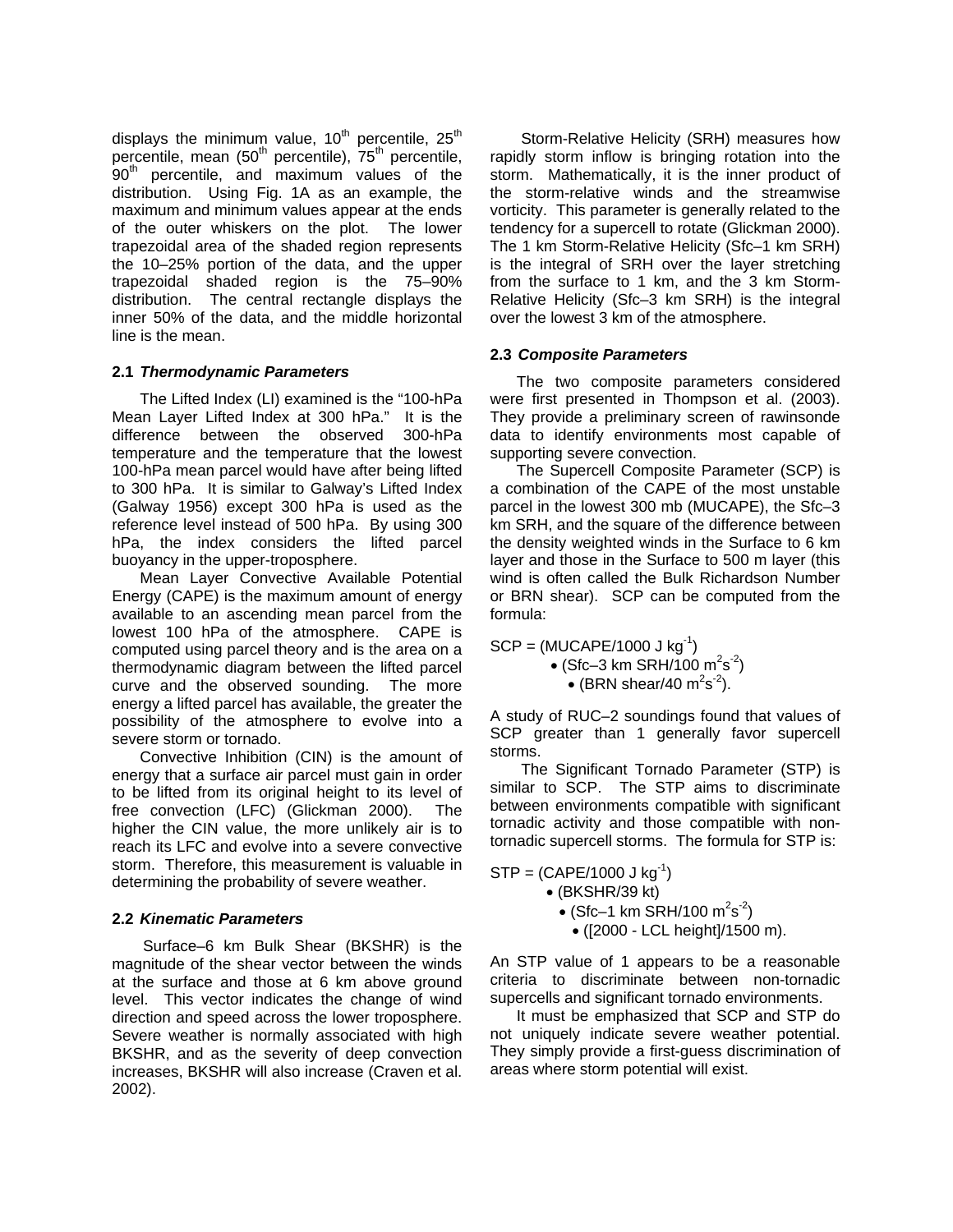displays the minimum value, $10^{th}$ percentile, $25^{th}$ percentile, mean ($50^{th}$ percentile), $75^{th}$ percentile, $90^{th}$ percentile, and maximum values of the distribution. Using Fig. 1A as an example, the maximum and minimum values appear at the ends of the outer whiskers on the plot. The lower trapezoidal area of the shaded region represents the 10–25% portion of the data, and the upper trapezoidal shaded region is the 75–90% distribution. The central rectangle displays the inner 50% of the data, and the middle horizontal line is the mean.

### 2.1 *Thermodynamic Parameters*

The Lifted Index (LI) examined is the "100-hPa Mean Layer Lifted Index at 300 hPa." It is the difference between the observed 300-hPa temperature and the temperature that the lowest 100-hPa mean parcel would have after being lifted to 300 hPa. It is similar to Galway's Lifted Index (Galway 1956) except 300 hPa is used as the reference level instead of 500 hPa. By using 300 hPa, the index considers the lifted parcel buoyancy in the upper-troposphere.

Mean Layer Convective Available Potential Energy (CAPE) is the maximum amount of energy available to an ascending mean parcel from the lowest 100 hPa of the atmosphere. CAPE is computed using parcel theory and is the area on a thermodynamic diagram between the lifted parcel curve and the observed sounding. The more energy a lifted parcel has available, the greater the possibility of the atmosphere to evolve into a severe storm or tornado.

Convective Inhibition (CIN) is the amount of energy that a surface air parcel must gain in order to be lifted from its original height to its level of free convection (LFC) (Glickman 2000). The higher the CIN value, the more unlikely air is to reach its LFC and evolve into a severe convective storm. Therefore, this measurement is valuable in determining the probability of severe weather.

### 2.2 *Kinematic Parameters*

Surface–6 km Bulk Shear (BKSHR) is the magnitude of the shear vector between the winds at the surface and those at 6 km above ground level. This vector indicates the change of wind direction and speed across the lower troposphere. Severe weather is normally associated with high BKSHR, and as the severity of deep convection increases, BKSHR will also increase (Craven et al. 2002).

Storm-Relative Helicity (SRH) measures how rapidly storm inflow is bringing rotation into the storm. Mathematically, it is the inner product of the storm-relative winds and the streamwise vorticity. This parameter is generally related to the tendency for a supercell to rotate (Glickman 2000). The 1 km Storm-Relative Helicity (Sfc–1 km SRH) is the integral of SRH over the layer stretching from the surface to 1 km, and the 3 km Storm-Relative Helicity (Sfc–3 km SRH) is the integral over the lowest 3 km of the atmosphere.

### 2.3 *Composite Parameters*

The two composite parameters considered were first presented in Thompson et al. (2003). They provide a preliminary screen of rawinsonde data to identify environments most capable of supporting severe convection.

The Supercell Composite Parameter (SCP) is a combination of the CAPE of the most unstable parcel in the lowest 300 mb (MUCAPE), the Sfc–3 km SRH, and the square of the difference between the density weighted winds in the Surface to 6 km layer and those in the Surface to 500 m layer (this wind is often called the Bulk Richardson Number or BRN shear). SCP can be computed from the formula:

$$SCP = (\text{MUCAPE}/1000\ \text{J kg}^{-1}) \bullet (\text{Sfc–3 km SRH}/100\ \text{m}^2\text{s}^{-2}) \bullet (\text{BRN shear}/40\ \text{m}^2\text{s}^{-2}).$$

A study of RUC–2 soundings found that values of SCP greater than 1 generally favor supercell storms.

The Significant Tornado Parameter (STP) is similar to SCP. The STP aims to discriminate between environments compatible with significant tornadic activity and those compatible with non-tornadic supercell storms. The formula for STP is:

$$STP = (\text{CAPE}/1000\ \text{J kg}^{-1}) \bullet (\text{BKSHR}/39\ \text{kt}) \bullet (\text{Sfc–1 km SRH}/100\ \text{m}^2\text{s}^{-2}) \bullet ([2000 - \text{LCL height}]/1500\ \text{m}).$$

An STP value of 1 appears to be a reasonable criteria to discriminate between non-tornadic supercells and significant tornado environments.

It must be emphasized that SCP and STP do not uniquely indicate severe weather potential. They simply provide a first-guess discrimination of areas where storm potential will exist.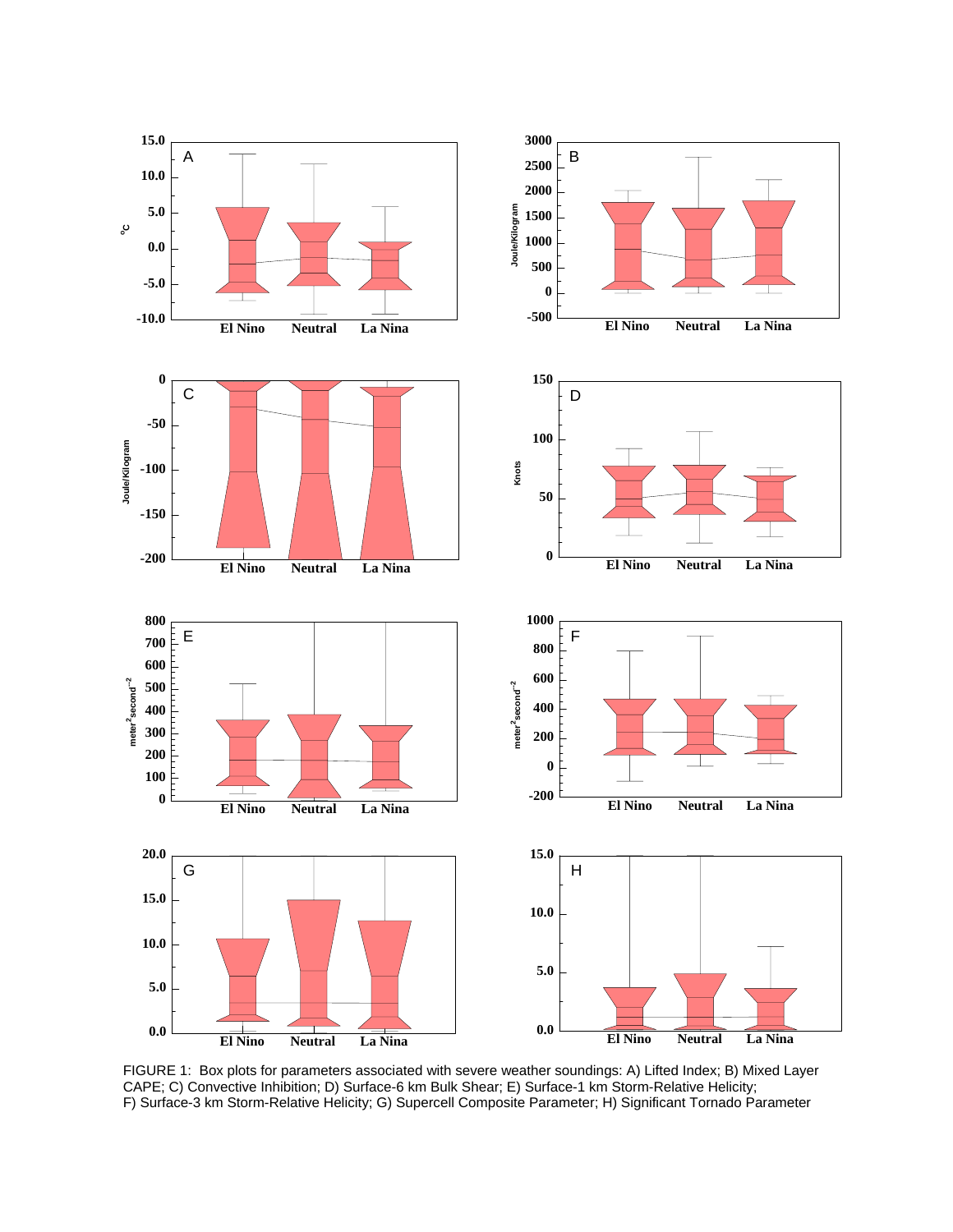FIGURE 1: Box plots for parameters associated with severe weather soundings: A) Lifted Index; B) Mixed Layer CAPE; C) Convective Inhibition; D) Surface-6 km Bulk Shear; E) Surface-1 km Storm-Relative Helicity; F) Surface-3 km Storm-Relative Helicity; G) Supercell Composite Parameter; H) Significant Tornado Parameter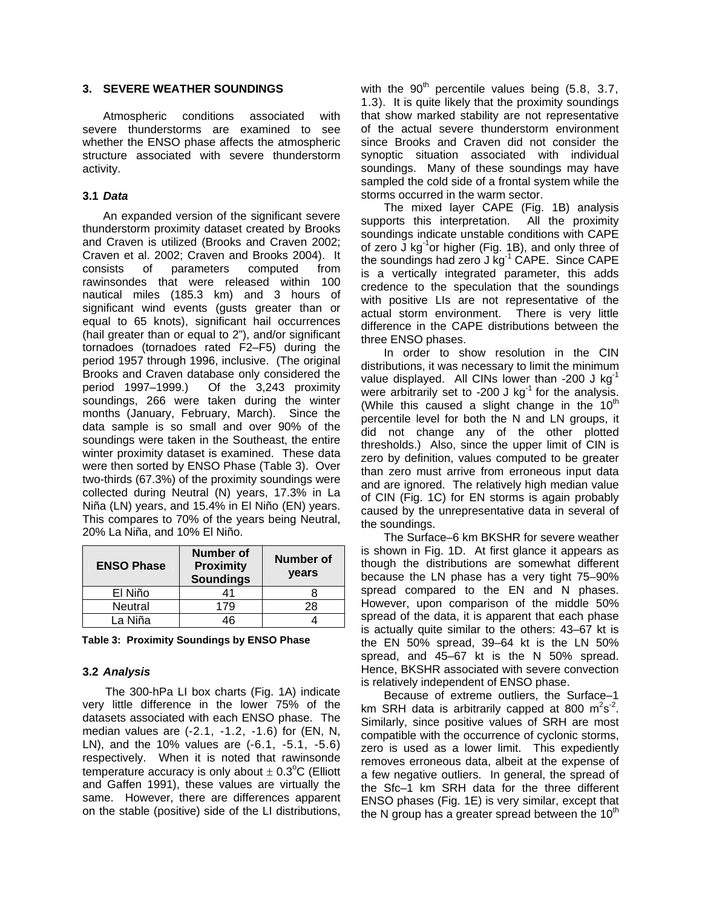## 3. SEVERE WEATHER SOUNDINGS

Atmospheric conditions associated with severe thunderstorms are examined to see whether the ENSO phase affects the atmospheric structure associated with severe thunderstorm activity.

### 3.1 *Data*

An expanded version of the significant severe thunderstorm proximity dataset created by Brooks and Craven is utilized (Brooks and Craven 2002; Craven et al. 2002; Craven and Brooks 2004). It consists of parameters computed from rawinsondes that were released within 100 nautical miles (185.3 km) and 3 hours of significant wind events (gusts greater than or equal to 65 knots), significant hail occurrences (hail greater than or equal to 2"), and/or significant tornadoes (tornadoes rated F2–F5) during the period 1957 through 1996, inclusive. (The original Brooks and Craven database only considered the period 1997–1999.) Of the 3,243 proximity soundings, 266 were taken during the winter months (January, February, March). Since the data sample is so small and over 90% of the soundings were taken in the Southeast, the entire winter proximity dataset is examined. These data were then sorted by ENSO Phase (Table 3). Over two-thirds (67.3%) of the proximity soundings were collected during Neutral (N) years, 17.3% in La Niña (LN) years, and 15.4% in El Niño (EN) years. This compares to 70% of the years being Neutral, 20% La Niña, and 10% El Niño.

| ENSO Phase | Number of Proximity Soundings | Number of years |
|---|---|---|
| El Niño | 41 | 8 |
| Neutral | 179 | 28 |
| La Niña | 46 | 4 |

**Table 3: Proximity Soundings by ENSO Phase**

### 3.2 *Analysis*

The 300-hPa LI box charts (Fig. 1A) indicate very little difference in the lower 75% of the datasets associated with each ENSO phase. The median values are (-2.1, -1.2, -1.6) for (EN, N, LN), and the 10% values are (-6.1, -5.1, -5.6) respectively. When it is noted that rawinsonde temperature accuracy is only about $\pm$ 0.3°C (Elliott and Gaffen 1991), these values are virtually the same. However, there are differences apparent on the stable (positive) side of the LI distributions, with the 90th percentile values being (5.8, 3.7, 1.3). It is quite likely that the proximity soundings that show marked stability are not representative of the actual severe thunderstorm environment since Brooks and Craven did not consider the synoptic situation associated with individual soundings. Many of these soundings may have sampled the cold side of a frontal system while the storms occurred in the warm sector.

The mixed layer CAPE (Fig. 1B) analysis supports this interpretation. All the proximity soundings indicate unstable conditions with CAPE of zero J kg$^{-1}$ or higher (Fig. 1B), and only three of the soundings had zero J kg$^{-1}$ CAPE. Since CAPE is a vertically integrated parameter, this adds credence to the speculation that the soundings with positive LIs are not representative of the actual storm environment. There is very little difference in the CAPE distributions between the three ENSO phases.

In order to show resolution in the CIN distributions, it was necessary to limit the minimum value displayed. All CINs lower than -200 J kg$^{-1}$ were arbitrarily set to -200 J kg$^{-1}$ for the analysis. (While this caused a slight change in the 10th percentile level for both the N and LN groups, it did not change any of the other plotted thresholds.) Also, since the upper limit of CIN is zero by definition, values computed to be greater than zero must arrive from erroneous input data and are ignored. The relatively high median value of CIN (Fig. 1C) for EN storms is again probably caused by the unrepresentative data in several of the soundings.

The Surface–6 km BKSHR for severe weather is shown in Fig. 1D. At first glance it appears as though the distributions are somewhat different because the LN phase has a very tight 75–90% spread compared to the EN and N phases. However, upon comparison of the middle 50% spread of the data, it is apparent that each phase is actually quite similar to the others: 43–67 kt is the EN 50% spread, 39–64 kt is the LN 50% spread, and 45–67 kt is the N 50% spread. Hence, BKSHR associated with severe convection is relatively independent of ENSO phase.

Because of extreme outliers, the Surface–1 km SRH data is arbitrarily capped at 800 m$^2$s$^{-2}$. Similarly, since positive values of SRH are most compatible with the occurrence of cyclonic storms, zero is used as a lower limit. This expediently removes erroneous data, albeit at the expense of a few negative outliers. In general, the spread of the Sfc–1 km SRH data for the three different ENSO phases (Fig. 1E) is very similar, except that the N group has a greater spread between the 10th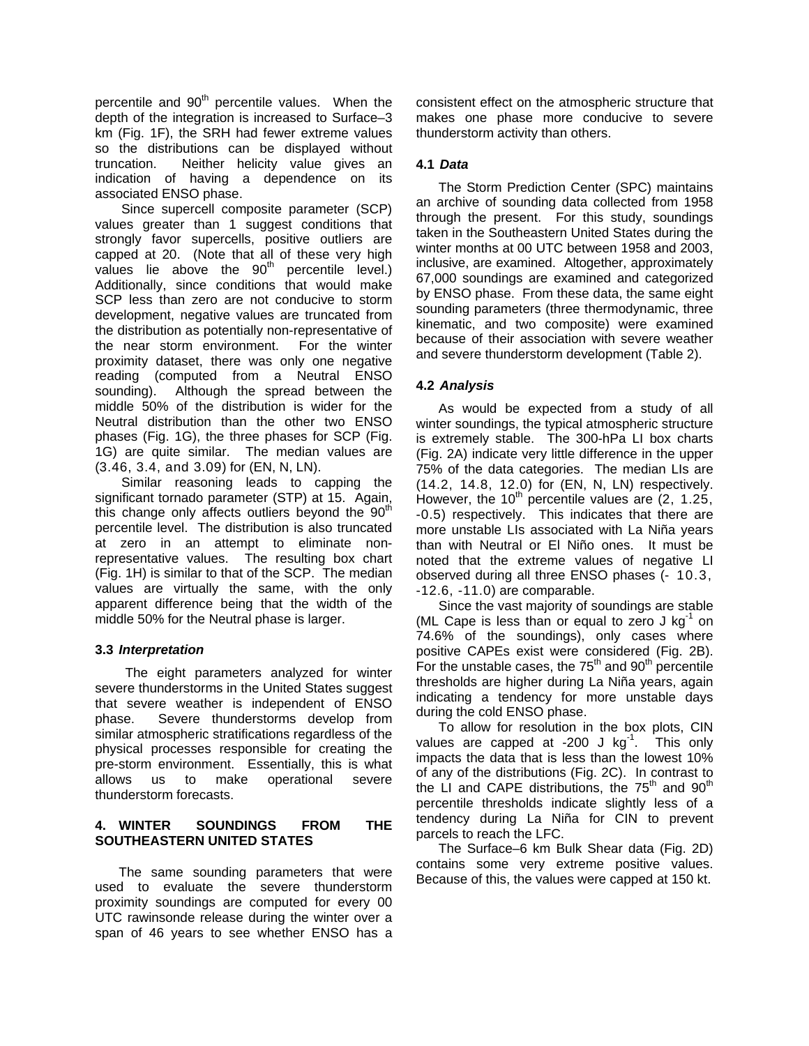percentile and 90th percentile values. When the depth of the integration is increased to Surface–3 km (Fig. 1F), the SRH had fewer extreme values so the distributions can be displayed without truncation. Neither helicity value gives an indication of having a dependence on its associated ENSO phase.

Since supercell composite parameter (SCP) values greater than 1 suggest conditions that strongly favor supercells, positive outliers are capped at 20. (Note that all of these very high values lie above the 90th percentile level.) Additionally, since conditions that would make SCP less than zero are not conducive to storm development, negative values are truncated from the distribution as potentially non-representative of the near storm environment. For the winter proximity dataset, there was only one negative reading (computed from a Neutral ENSO sounding). Although the spread between the middle 50% of the distribution is wider for the Neutral distribution than the other two ENSO phases (Fig. 1G), the three phases for SCP (Fig. 1G) are quite similar. The median values are (3.46, 3.4, and 3.09) for (EN, N, LN).

Similar reasoning leads to capping the significant tornado parameter (STP) at 15. Again, this change only affects outliers beyond the 90th percentile level. The distribution is also truncated at zero in an attempt to eliminate non-representative values. The resulting box chart (Fig. 1H) is similar to that of the SCP. The median values are virtually the same, with the only apparent difference being that the width of the middle 50% for the Neutral phase is larger.

### 3.3 *Interpretation*

The eight parameters analyzed for winter severe thunderstorms in the United States suggest that severe weather is independent of ENSO phase. Severe thunderstorms develop from similar atmospheric stratifications regardless of the physical processes responsible for creating the pre-storm environment. Essentially, this is what allows us to make operational severe thunderstorm forecasts.

## 4. WINTER SOUNDINGS FROM THE SOUTHEASTERN UNITED STATES

The same sounding parameters that were used to evaluate the severe thunderstorm proximity soundings are computed for every 00 UTC rawinsonde release during the winter over a span of 46 years to see whether ENSO has a consistent effect on the atmospheric structure that makes one phase more conducive to severe thunderstorm activity than others.

### 4.1 *Data*

The Storm Prediction Center (SPC) maintains an archive of sounding data collected from 1958 through the present. For this study, soundings taken in the Southeastern United States during the winter months at 00 UTC between 1958 and 2003, inclusive, are examined. Altogether, approximately 67,000 soundings are examined and categorized by ENSO phase. From these data, the same eight sounding parameters (three thermodynamic, three kinematic, and two composite) were examined because of their association with severe weather and severe thunderstorm development (Table 2).

### 4.2 *Analysis*

As would be expected from a study of all winter soundings, the typical atmospheric structure is extremely stable. The 300-hPa LI box charts (Fig. 2A) indicate very little difference in the upper 75% of the data categories. The median LIs are (14.2, 14.8, 12.0) for (EN, N, LN) respectively. However, the 10th percentile values are (2, 1.25, -0.5) respectively. This indicates that there are more unstable LIs associated with La Niña years than with Neutral or El Niño ones. It must be noted that the extreme values of negative LI observed during all three ENSO phases (- 10.3, -12.6, -11.0) are comparable.

Since the vast majority of soundings are stable (ML Cape is less than or equal to zero J kg$^{-1}$ on 74.6% of the soundings), only cases where positive CAPEs exist were considered (Fig. 2B). For the unstable cases, the 75th and 90th percentile thresholds are higher during La Niña years, again indicating a tendency for more unstable days during the cold ENSO phase.

To allow for resolution in the box plots, CIN values are capped at -200 J kg$^{-1}$. This only impacts the data that is less than the lowest 10% of any of the distributions (Fig. 2C). In contrast to the LI and CAPE distributions, the 75th and 90th percentile thresholds indicate slightly less of a tendency during La Niña for CIN to prevent parcels to reach the LFC.

The Surface–6 km Bulk Shear data (Fig. 2D) contains some very extreme positive values. Because of this, the values were capped at 150 kt.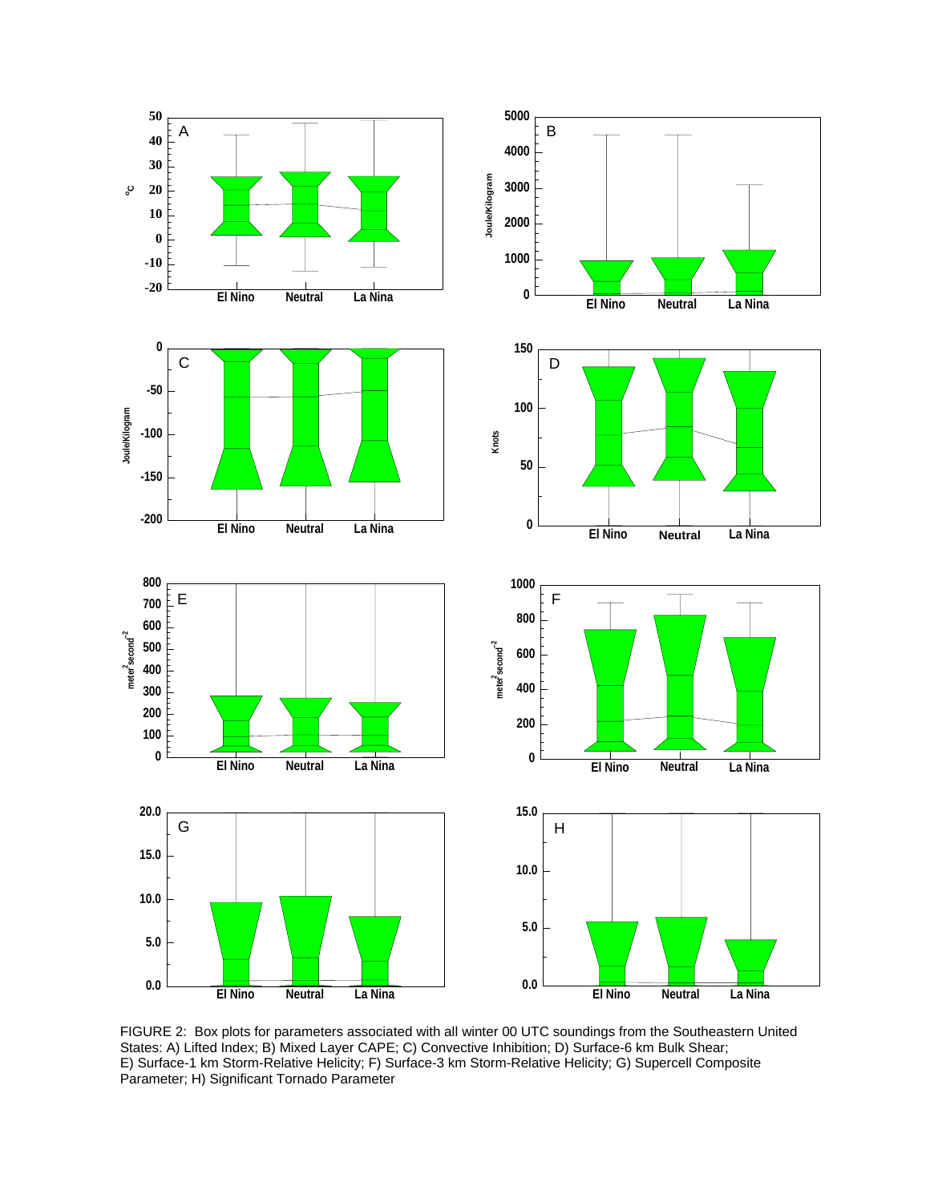FIGURE 2: Box plots for parameters associated with all winter 00 UTC soundings from the Southeastern United States: A) Lifted Index; B) Mixed Layer CAPE; C) Convective Inhibition; D) Surface-6 km Bulk Shear; E) Surface-1 km Storm-Relative Helicity; F) Surface-3 km Storm-Relative Helicity; G) Supercell Composite Parameter; H) Significant Tornado Parameter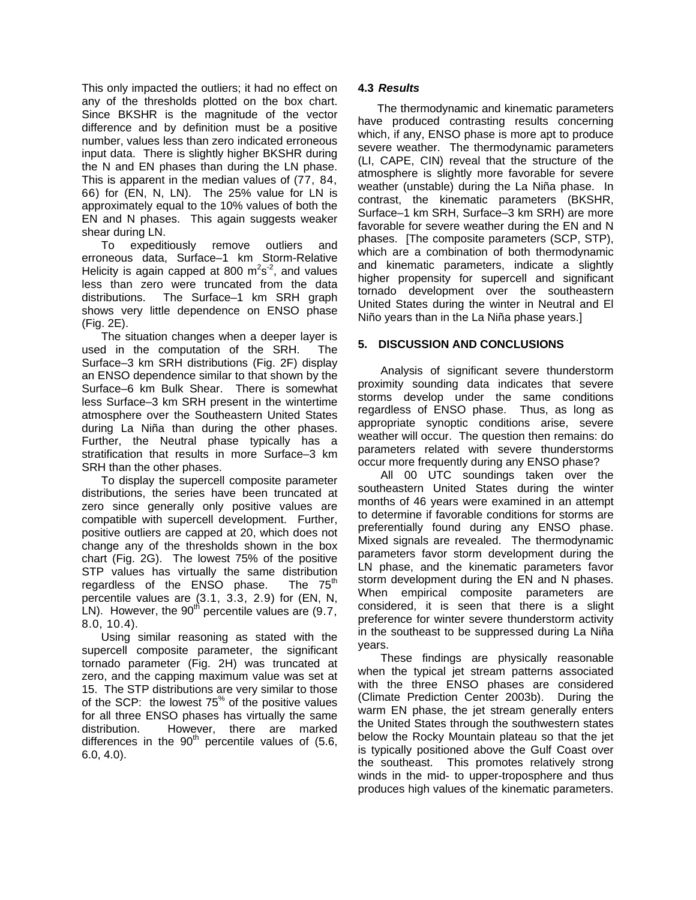This only impacted the outliers; it had no effect on any of the thresholds plotted on the box chart. Since BKSHR is the magnitude of the vector difference and by definition must be a positive number, values less than zero indicated erroneous input data. There is slightly higher BKSHR during the N and EN phases than during the LN phase. This is apparent in the median values of (77, 84, 66) for (EN, N, LN). The 25% value for LN is approximately equal to the 10% values of both the EN and N phases. This again suggests weaker shear during LN.

To expeditiously remove outliers and erroneous data, Surface–1 km Storm-Relative Helicity is again capped at 800 $m^2s^{-2}$, and values less than zero were truncated from the data distributions. The Surface–1 km SRH graph shows very little dependence on ENSO phase (Fig. 2E).

The situation changes when a deeper layer is used in the computation of the SRH. The Surface–3 km SRH distributions (Fig. 2F) display an ENSO dependence similar to that shown by the Surface–6 km Bulk Shear. There is somewhat less Surface–3 km SRH present in the wintertime atmosphere over the Southeastern United States during La Niña than during the other phases. Further, the Neutral phase typically has a stratification that results in more Surface–3 km SRH than the other phases.

To display the supercell composite parameter distributions, the series have been truncated at zero since generally only positive values are compatible with supercell development. Further, positive outliers are capped at 20, which does not change any of the thresholds shown in the box chart (Fig. 2G). The lowest 75% of the positive STP values has virtually the same distribution regardless of the ENSO phase. The 75$^{th}$ percentile values are (3.1, 3.3, 2.9) for (EN, N, LN). However, the 90$^{th}$ percentile values are (9.7, 8.0, 10.4).

Using similar reasoning as stated with the supercell composite parameter, the significant tornado parameter (Fig. 2H) was truncated at zero, and the capping maximum value was set at 15. The STP distributions are very similar to those of the SCP: the lowest 75$^{\%}$ of the positive values for all three ENSO phases has virtually the same distribution. However, there are marked differences in the 90$^{th}$ percentile values of (5.6, 6.0, 4.0).

### 4.3 *Results*

The thermodynamic and kinematic parameters have produced contrasting results concerning which, if any, ENSO phase is more apt to produce severe weather. The thermodynamic parameters (LI, CAPE, CIN) reveal that the structure of the atmosphere is slightly more favorable for severe weather (unstable) during the La Niña phase. In contrast, the kinematic parameters (BKSHR, Surface–1 km SRH, Surface–3 km SRH) are more favorable for severe weather during the EN and N phases. [The composite parameters (SCP, STP), which are a combination of both thermodynamic and kinematic parameters, indicate a slightly higher propensity for supercell and significant tornado development over the southeastern United States during the winter in Neutral and El Niño years than in the La Niña phase years.]

## 5. DISCUSSION AND CONCLUSIONS

Analysis of significant severe thunderstorm proximity sounding data indicates that severe storms develop under the same conditions regardless of ENSO phase. Thus, as long as appropriate synoptic conditions arise, severe weather will occur. The question then remains: do parameters related with severe thunderstorms occur more frequently during any ENSO phase?

All 00 UTC soundings taken over the southeastern United States during the winter months of 46 years were examined in an attempt to determine if favorable conditions for storms are preferentially found during any ENSO phase. Mixed signals are revealed. The thermodynamic parameters favor storm development during the LN phase, and the kinematic parameters favor storm development during the EN and N phases. When empirical composite parameters are considered, it is seen that there is a slight preference for winter severe thunderstorm activity in the southeast to be suppressed during La Niña years.

These findings are physically reasonable when the typical jet stream patterns associated with the three ENSO phases are considered (Climate Prediction Center 2003b). During the warm EN phase, the jet stream generally enters the United States through the southwestern states below the Rocky Mountain plateau so that the jet is typically positioned above the Gulf Coast over the southeast. This promotes relatively strong winds in the mid- to upper-troposphere and thus produces high values of the kinematic parameters.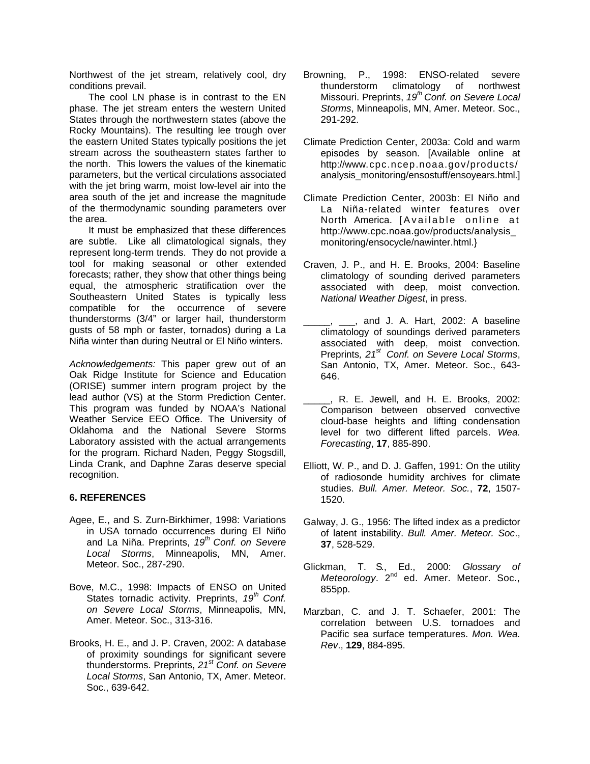Northwest of the jet stream, relatively cool, dry conditions prevail.

The cool LN phase is in contrast to the EN phase. The jet stream enters the western United States through the northwestern states (above the Rocky Mountains). The resulting lee trough over the eastern United States typically positions the jet stream across the southeastern states farther to the north. This lowers the values of the kinematic parameters, but the vertical circulations associated with the jet bring warm, moist low-level air into the area south of the jet and increase the magnitude of the thermodynamic sounding parameters over the area.

It must be emphasized that these differences are subtle. Like all climatological signals, they represent long-term trends. They do not provide a tool for making seasonal or other extended forecasts; rather, they show that other things being equal, the atmospheric stratification over the Southeastern United States is typically less compatible for the occurrence of severe thunderstorms (3/4" or larger hail, thunderstorm gusts of 58 mph or faster, tornados) during a La Niña winter than during Neutral or El Niño winters.

*Acknowledgements:* This paper grew out of an Oak Ridge Institute for Science and Education (ORISE) summer intern program project by the lead author (VS) at the Storm Prediction Center. This program was funded by NOAA's National Weather Service EEO Office. The University of Oklahoma and the National Severe Storms Laboratory assisted with the actual arrangements for the program. Richard Naden, Peggy Stogsdill, Linda Crank, and Daphne Zaras deserve special recognition.

## 6. REFERENCES

Agee, E., and S. Zurn-Birkhimer, 1998: Variations in USA tornado occurrences during El Niño and La Niña. Preprints, *19th Conf. on Severe Local Storms*, Minneapolis, MN, Amer. Meteor. Soc., 287-290.

Bove, M.C., 1998: Impacts of ENSO on United States tornadic activity. Preprints, *19th Conf. on Severe Local Storms*, Minneapolis, MN, Amer. Meteor. Soc., 313-316.

Brooks, H. E., and J. P. Craven, 2002: A database of proximity soundings for significant severe thunderstorms. Preprints, *21st Conf. on Severe Local Storms*, San Antonio, TX, Amer. Meteor. Soc., 639-642.

Browning, P., 1998: ENSO-related severe thunderstorm climatology of northwest Missouri. Preprints, *19th Conf. on Severe Local Storms*, Minneapolis, MN, Amer. Meteor. Soc., 291-292.

Climate Prediction Center, 2003a: Cold and warm episodes by season. [Available online at http://www.cpc.ncep.noaa.gov/products/analysis_monitoring/ensostuff/ensoyears.html.]

Climate Prediction Center, 2003b: El Niño and La Niña-related winter features over North America. [Available online at http://www.cpc.noaa.gov/products/analysis_monitoring/ensocycle/nawinter.html.}

Craven, J. P., and H. E. Brooks, 2004: Baseline climatology of sounding derived parameters associated with deep, moist convection. *National Weather Digest*, in press.

_____, ___, and J. A. Hart, 2002: A baseline climatology of soundings derived parameters associated with deep, moist convection. Preprints, *21st Conf. on Severe Local Storms*, San Antonio, TX, Amer. Meteor. Soc., 643-646.

_____, R. E. Jewell, and H. E. Brooks, 2002: Comparison between observed convective cloud-base heights and lifting condensation level for two different lifted parcels. *Wea. Forecasting*, **17**, 885-890.

Elliott, W. P., and D. J. Gaffen, 1991: On the utility of radiosonde humidity archives for climate studies. *Bull. Amer. Meteor. Soc.*, **72**, 1507-1520.

Galway, J. G., 1956: The lifted index as a predictor of latent instability. *Bull. Amer. Meteor. Soc*., **37**, 528-529.

Glickman, T. S., Ed., 2000: *Glossary of Meteorology*. 2nd ed. Amer. Meteor. Soc., 855pp.

Marzban, C. and J. T. Schaefer, 2001: The correlation between U.S. tornadoes and Pacific sea surface temperatures. *Mon. Wea. Rev*., **129**, 884-895.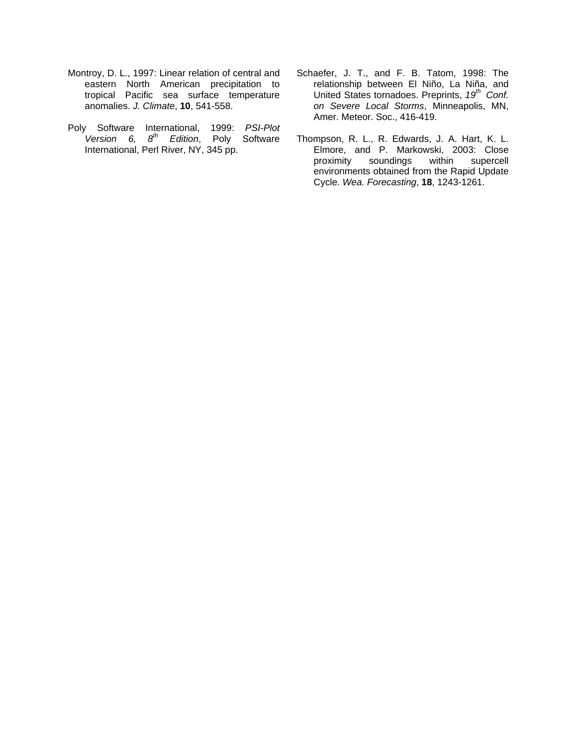Montroy, D. L., 1997: Linear relation of central and eastern North American precipitation to tropical Pacific sea surface temperature anomalies. *J. Climate*, **10**, 541-558.

Poly Software International, 1999: *PSI-Plot Version 6, 8th Edition*, Poly Software International, Perl River, NY, 345 pp.

Schaefer, J. T., and F. B. Tatom, 1998: The relationship between El Niño, La Niña, and United States tornadoes. Preprints, *19th Conf. on Severe Local Storms*, Minneapolis, MN, Amer. Meteor. Soc., 416-419.

Thompson, R. L., R. Edwards, J. A. Hart, K. L. Elmore, and P. Markowski, 2003: Close proximity soundings within supercell environments obtained from the Rapid Update Cycle. *Wea. Forecasting*, **18**, 1243-1261.